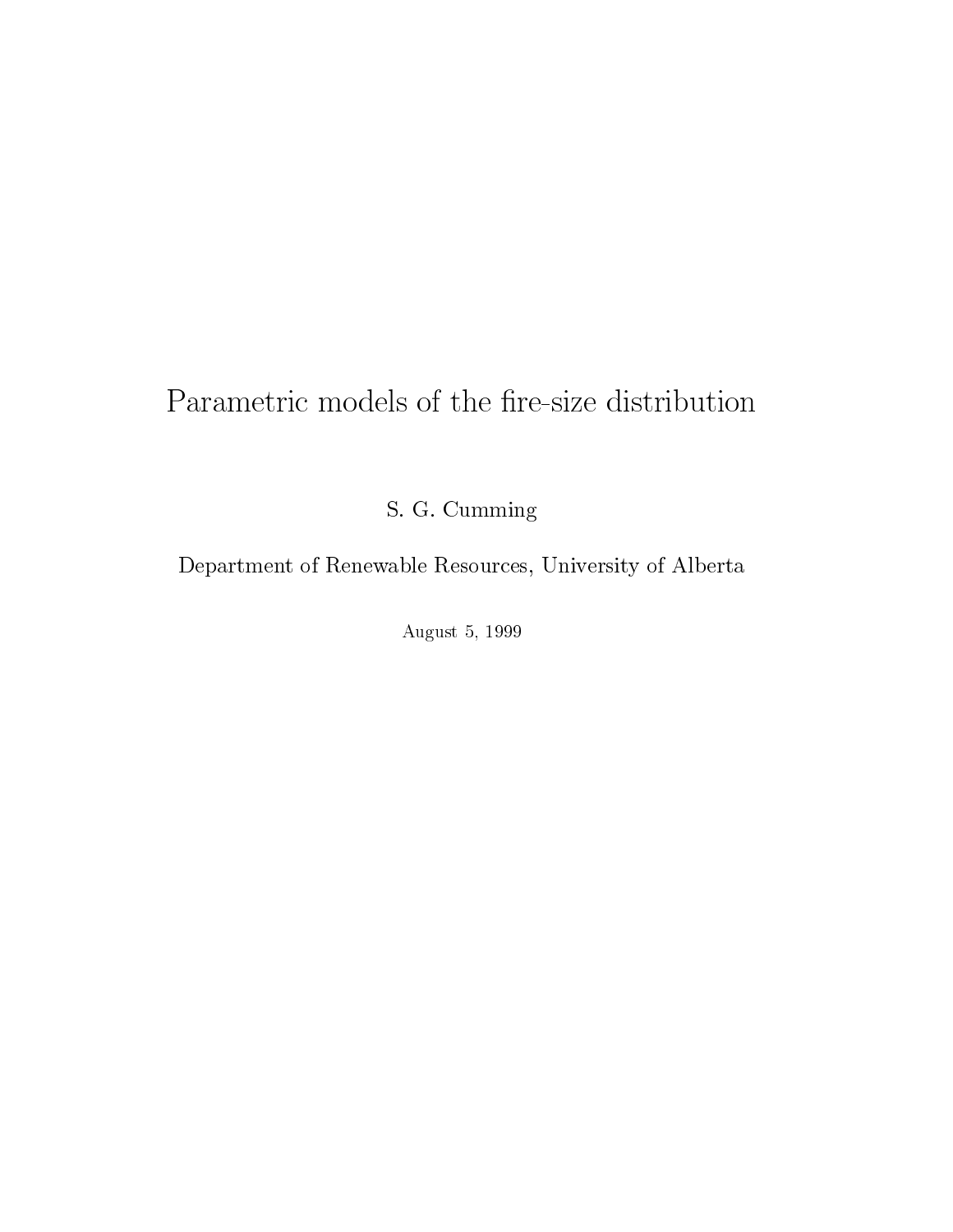# Parametric models of the fire-size distribution

S. G. Cumming

Department of Renewable Resources, University of Alberta

August 5, 1999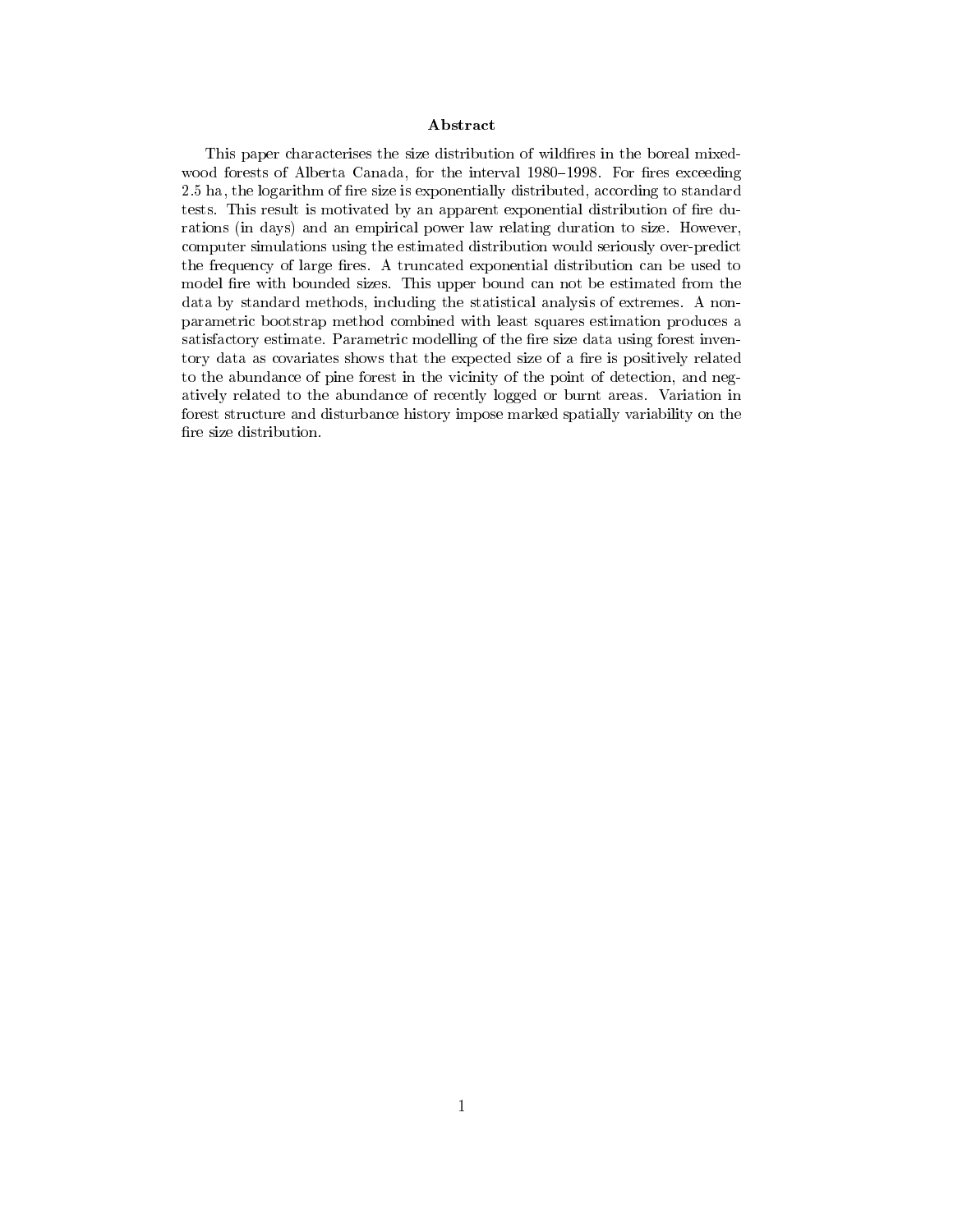## Abstract

This paper characterises the size distribution of wildfires in the boreal mixed-wood forests of Alberta Canada, for the interval 1980–1998. For fires exceeding 2.5 ha, the logarithm of fire size is exponentially distributed, according to standard tests. This result is motivated by an apparent exponential distribution of fire durations (in days) and an empirical power law relating duration to size. However, computer simulations using the estimated distribution would seriously over-predict the frequency of large fires. A truncated exponential distribution can be used to model fire with bounded sizes. This upper bound can not be estimated from the data by standard methods, including the statistical analysis of extremes. A non-parametric bootstrap method combined with least squares estimation produces a satisfactory estimate. Parametric modelling of the fire size data using forest inventory data as covariates shows that the expected size of a fire is positively related to the abundance of pine forest in the vicinity of the point of detection, and negatively related to the abundance of recently logged or burnt areas. Variation in forest structure and disturbance history impose marked spatially variability on the fire size distribution.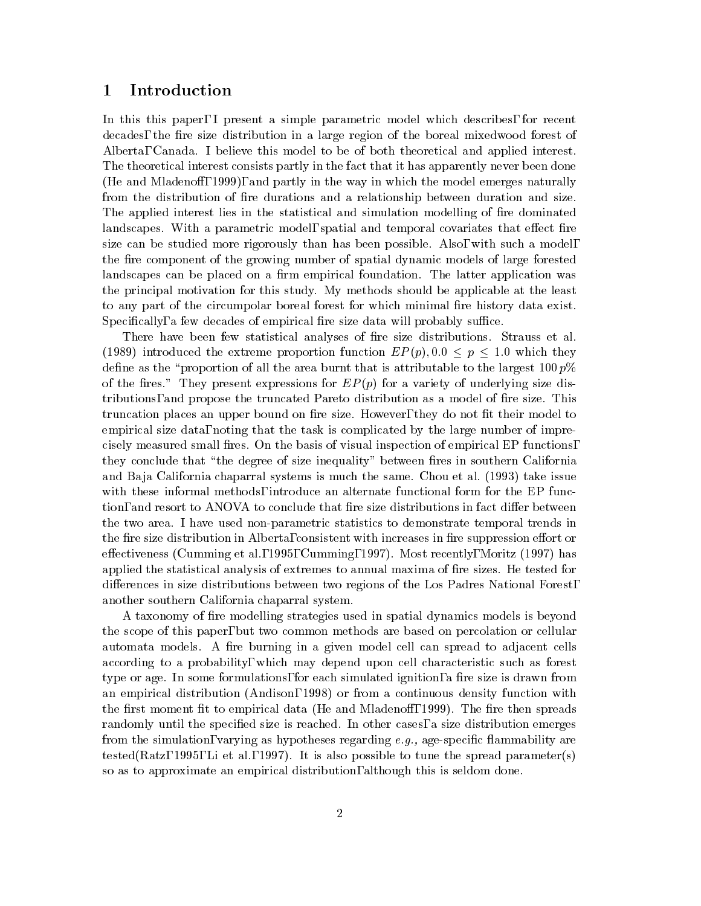## 1 Introduction

In this this paper, I present a simple parametric model which describes, for recent decades, the fire size distribution in a large region of the boreal mixedwood forest of Alberta, Canada. I believe this model to be of both theoretical and applied interest. The theoretical interest consists partly in the fact that it has apparently never been done (He and Mladenoff, 1999), and partly in the way in which the model emerges naturally from the distribution of fire durations and a relationship between duration and size. The applied interest lies in the statistical and simulation modelling of fire dominated landscapes. With a parametric model, spatial and temporal covariates that effect fire size can be studied more rigorously than has been possible. Also, with such a model, the fire component of the growing number of spatial dynamic models of large forested landscapes can be placed on a firm empirical foundation. The latter application was the principal motivation for this study. My methods should be applicable at the least to any part of the circumpolar boreal forest for which minimal fire history data exist. Specifically, a few decades of empirical fire size data will probably suffice.

There have been few statistical analyses of fire size distributions. Strauss et al. (1989) introduced the extreme proportion function $EP(p), 0.0 \leq p \leq 1.0$ which they define as the "proportion of all the area burnt that is attributable to the largest $100\,p\%$ of the fires." They present expressions for $EP(p)$ for a variety of underlying size distributions, and propose the truncated Pareto distribution as a model of fire size. This truncation places an upper bound on fire size. However, they do not fit their model to empirical size data, noting that the task is complicated by the large number of imprecisely measured small fires. On the basis of visual inspection of empirical EP functions, they conclude that "the degree of size inequality" between fires in southern California and Baja California chaparral systems is much the same. Chou et al. (1993) take issue with these informal methods, introduce an alternate functional form for the EP function, and resort to ANOVA to conclude that fire size distributions in fact differ between the two area. I have used non-parametric statistics to demonstrate temporal trends in the fire size distribution in Alberta, consistent with increases in fire suppression effort or effectiveness (Cumming et al., 1995; Cumming, 1997). Most recently, Moritz (1997) has applied the statistical analysis of extremes to annual maxima of fire sizes. He tested for differences in size distributions between two regions of the Los Padres National Forest, another southern California chaparral system.

A taxonomy of fire modelling strategies used in spatial dynamics models is beyond the scope of this paper, but two common methods are based on percolation or cellular automata models. A fire burning in a given model cell can spread to adjacent cells according to a probability, which may depend upon cell characteristic such as forest type or age. In some formulations, for each simulated ignition, a fire size is drawn from an empirical distribution (Andison, 1998) or from a continuous density function with the first moment fit to empirical data (He and Mladenoff, 1999). The fire then spreads randomly until the specified size is reached. In other cases, a size distribution emerges from the simulation, varying as hypotheses regarding *e.g.,* age-specific flammability are tested(Ratz, 1995; Li et al., 1997). It is also possible to tune the spread parameter(s) so as to approximate an empirical distribution, although this is seldom done.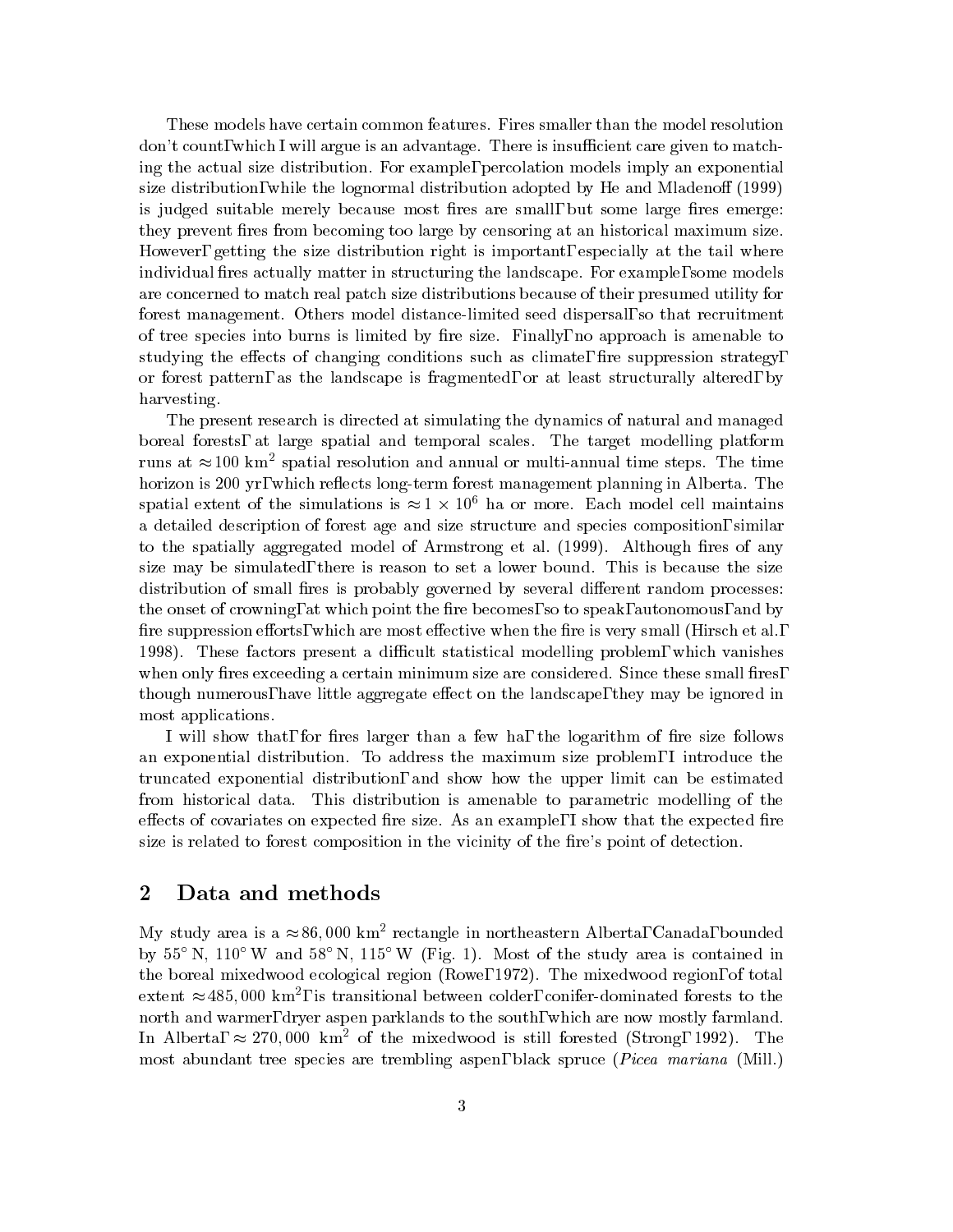These models have certain common features. Fires smaller than the model resolution don't count, which I will argue is an advantage. There is insufficient care given to matching the actual size distribution. For example, percolation models imply an exponential size distribution, while the lognormal distribution adopted by He and Mladenoff (1999) is judged suitable merely because most fires are small, but some large fires emerge: they prevent fires from becoming too large by censoring at an historical maximum size. However, getting the size distribution right is important, especially at the tail where individual fires actually matter in structuring the landscape. For example, some models are concerned to match real patch size distributions because of their presumed utility for forest management. Others model distance-limited seed dispersal, so that recruitment of tree species into burns is limited by fire size. Finally, no approach is amenable to studying the effects of changing conditions such as climate, fire suppression strategy, or forest pattern, as the landscape is fragmented, or at least structurally altered, by harvesting.

The present research is directed at simulating the dynamics of natural and managed boreal forests, at large spatial and temporal scales. The target modelling platform runs at $\approx 100$ km$^2$ spatial resolution and annual or multi-annual time steps. The time horizon is 200 yr, which reflects long-term forest management planning in Alberta. The spatial extent of the simulations is $\approx 1 \times 10^6$ ha or more. Each model cell maintains a detailed description of forest age and size structure and species composition, similar to the spatially aggregated model of Armstrong et al. (1999). Although fires of any size may be simulated, there is reason to set a lower bound. This is because the size distribution of small fires is probably governed by several different random processes: the onset of crowning, at which point the fire becomes, so to speak, autonomous, and by fire suppression efforts, which are most effective when the fire is very small (Hirsch et al., 1998). These factors present a difficult statistical modelling problem, which vanishes when only fires exceeding a certain minimum size are considered. Since these small fires, though numerous, have little aggregate effect on the landscape, they may be ignored in most applications.

I will show that, for fires larger than a few ha, the logarithm of fire size follows an exponential distribution. To address the maximum size problem, I introduce the truncated exponential distribution, and show how the upper limit can be estimated from historical data. This distribution is amenable to parametric modelling of the effects of covariates on expected fire size. As an example, I show that the expected fire size is related to forest composition in the vicinity of the fire's point of detection.

## 2 Data and methods

My study area is a $\approx 86,000$ km$^2$ rectangle in northeastern Alberta, Canada, bounded by $55^\circ$ N, $110^\circ$ W and $58^\circ$ N, $115^\circ$ W (Fig. 1). Most of the study area is contained in the boreal mixedwood ecological region (Rowe, 1972). The mixedwood region, of total extent $\approx 485,000$ km$^2$, is transitional between colder, conifer-dominated forests to the north and warmer, dryer aspen parklands to the south, which are now mostly farmland. In Alberta, $\approx 270,000$ km$^2$ of the mixedwood is still forested (Strong, 1992). The most abundant tree species are trembling aspen, black spruce (*Picea mariana* (Mill.)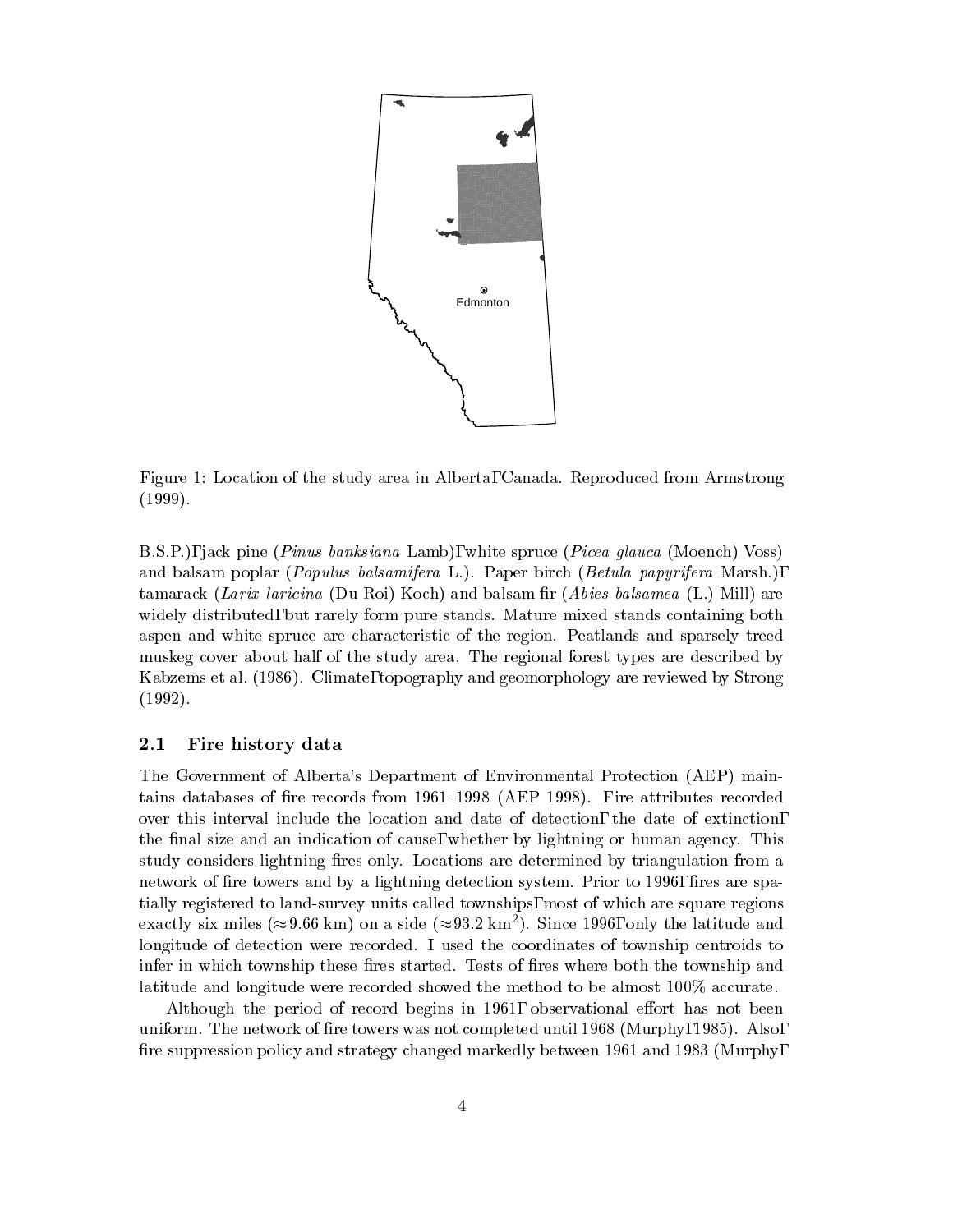Figure 1: Location of the study area in Alberta, Canada. Reproduced from Armstrong (1999).

B.S.P.), jack pine (*Pinus banksiana* Lamb), white spruce (*Picea glauca* (Moench) Voss) and balsam poplar (*Populus balsamifera* L.). Paper birch (*Betula papyrifera* Marsh.), tamarack (*Larix laricina* (Du Roi) Koch) and balsam fir (*Abies balsamea* (L.) Mill) are widely distributed, but rarely form pure stands. Mature mixed stands containing both aspen and white spruce are characteristic of the region. Peatlands and sparsely treed muskeg cover about half of the study area. The regional forest types are described by Kabzems et al. (1986). Climate, topography and geomorphology are reviewed by Strong (1992).

### 2.1 Fire history data

The Government of Alberta's Department of Environmental Protection (AEP) maintains databases of fire records from 1961–1998 (AEP 1998). Fire attributes recorded over this interval include the location and date of detection, the date of extinction, the final size and an indication of cause, whether by lightning or human agency. This study considers lightning fires only. Locations are determined by triangulation from a network of fire towers and by a lightning detection system. Prior to 1996, fires are spatially registered to land-survey units called townships, most of which are square regions exactly six miles ($\approx 9.66$ km) on a side ($\approx 93.2$ km$^2$). Since 1996, only the latitude and longitude of detection were recorded. I used the coordinates of township centroids to infer in which township these fires started. Tests of fires where both the township and latitude and longitude were recorded showed the method to be almost 100% accurate.

Although the period of record begins in 1961, observational effort has not been uniform. The network of fire towers was not completed until 1968 (Murphy, 1985). Also, fire suppression policy and strategy changed markedly between 1961 and 1983 (Murphy,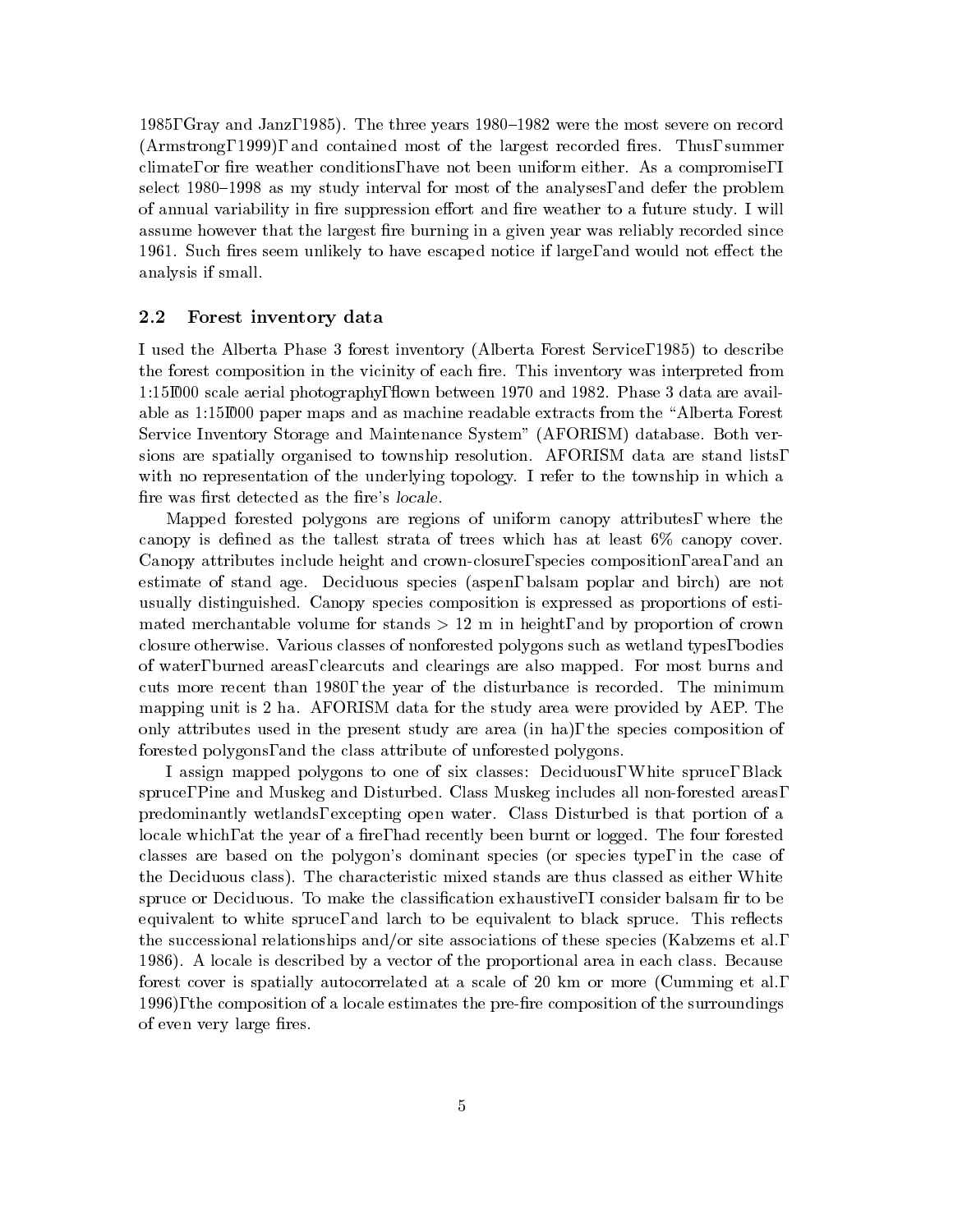1985, Gray and Janz, 1985). The three years 1980–1982 were the most severe on record (Armstrong, 1999), and contained most of the largest recorded fires. Thus, summer climate, or fire weather conditions, have not been uniform either. As a compromise, I select 1980–1998 as my study interval for most of the analyses, and defer the problem of annual variability in fire suppression effort and fire weather to a future study. I will assume however that the largest fire burning in a given year was reliably recorded since 1961. Such fires seem unlikely to have escaped notice if large, and would not effect the analysis if small.

## 2.2 Forest inventory data

I used the Alberta Phase 3 forest inventory (Alberta Forest Service, 1985) to describe the forest composition in the vicinity of each fire. This inventory was interpreted from 1:15,000 scale aerial photography, flown between 1970 and 1982. Phase 3 data are available as 1:15,000 paper maps and as machine readable extracts from the "Alberta Forest Service Inventory Storage and Maintenance System" (AFORISM) database. Both versions are spatially organised to township resolution. AFORISM data are stand lists, with no representation of the underlying topology. I refer to the township in which a fire was first detected as the fire's *locale*.

Mapped forested polygons are regions of uniform canopy attributes, where the canopy is defined as the tallest strata of trees which has at least 6% canopy cover. Canopy attributes include height and crown-closure, species composition, area, and an estimate of stand age. Deciduous species (aspen, balsam poplar and birch) are not usually distinguished. Canopy species composition is expressed as proportions of estimated merchantable volume for stands $> 12$ m in height, and by proportion of crown closure otherwise. Various classes of nonforested polygons such as wetland types, bodies of water, burned areas, clearcuts and clearings are also mapped. For most burns and cuts more recent than 1980, the year of the disturbance is recorded. The minimum mapping unit is 2 ha. AFORISM data for the study area were provided by AEP. The only attributes used in the present study are area (in ha), the species composition of forested polygons, and the class attribute of unforested polygons.

I assign mapped polygons to one of six classes: Deciduous, White spruce, Black spruce, Pine and Muskeg and Disturbed. Class Muskeg includes all non-forested areas, predominantly wetlands, excepting open water. Class Disturbed is that portion of a locale which, at the year of a fire, had recently been burnt or logged. The four forested classes are based on the polygon's dominant species (or species type, in the case of the Deciduous class). The characteristic mixed stands are thus classed as either White spruce or Deciduous. To make the classification exhaustive, I consider balsam fir to be equivalent to white spruce, and larch to be equivalent to black spruce. This reflects the successional relationships and/or site associations of these species (Kabzems et al., 1986). A locale is described by a vector of the proportional area in each class. Because forest cover is spatially autocorrelated at a scale of 20 km or more (Cumming et al., 1996), the composition of a locale estimates the pre-fire composition of the surroundings of even very large fires.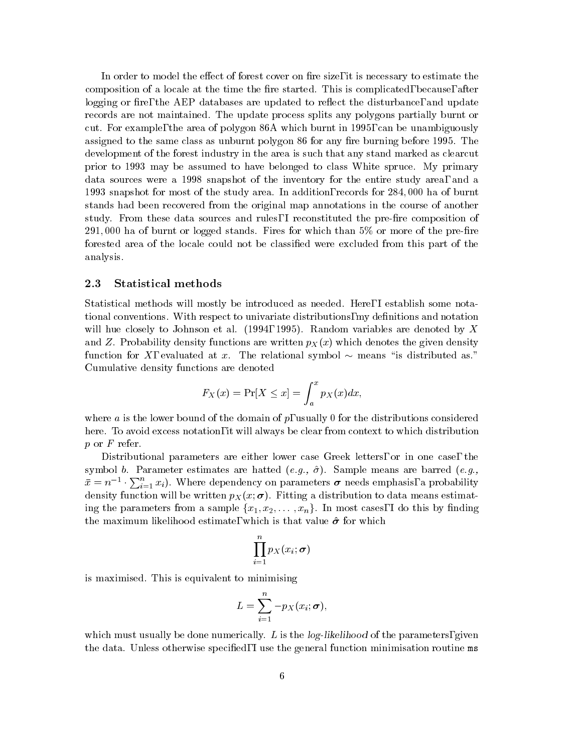In order to model the effect of forest cover on fire size, it is necessary to estimate the composition of a locale at the time the fire started. This is complicated, because, after logging or fire, the AEP databases are updated to reflect the disturbance, and update records are not maintained. The update process splits any polygons partially burnt or cut. For example, the area of polygon 86A which burnt in 1995, can be unambiguously assigned to the same class as unburnt polygon 86 for any fire burning before 1995. The development of the forest industry in the area is such that any stand marked as clearcut prior to 1993 may be assumed to have belonged to class White spruce. My primary data sources were a 1998 snapshot of the inventory for the entire study area, and a 1993 snapshot for most of the study area. In addition, records for 284,000 ha of burnt stands had been recovered from the original map annotations in the course of another study. From these data sources and rules, I reconstituted the pre-fire composition of 291,000 ha of burnt or logged stands. Fires for which than 5% or more of the pre-fire forested area of the locale could not be classified were excluded from this part of the analysis.

## 2.3 Statistical methods

Statistical methods will mostly be introduced as needed. Here, I establish some notational conventions. With respect to univariate distributions, my definitions and notation will hue closely to Johnson et al. (1994, 1995). Random variables are denoted by $X$ and $Z$. Probability density functions are written $p_X(x)$ which denotes the given density function for $X$, evaluated at $x$. The relational symbol $\sim$ means "is distributed as." Cumulative density functions are denoted

$$F_X(x) = \Pr[X \leq x] = \int_a^x p_X(x)dx,$$

where $a$ is the lower bound of the domain of $p$, usually 0 for the distributions considered here. To avoid excess notation, it will always be clear from context to which distribution $p$ or $F$ refer.

Distributional parameters are either lower case Greek letters, or in one case, the symbol $b$. Parameter estimates are hatted (*e.g.,* $\hat{\sigma}$). Sample means are barred (*e.g.,* $\bar{x} = n^{-1} \cdot \sum_{i=1}^{n} x_i$). Where dependency on parameters $\boldsymbol{\sigma}$ needs emphasis, a probability density function will be written $p_X(x; \boldsymbol{\sigma})$. Fitting a distribution to data means estimating the parameters from a sample $\{x_1, x_2, \ldots, x_n\}$. In most cases, I do this by finding the maximum likelihood estimate, which is that value $\hat{\boldsymbol{\sigma}}$ for which

$$\prod_{i=1}^{n} p_X(x_i; \boldsymbol{\sigma})$$

is maximised. This is equivalent to minimising

$$L = \sum_{i=1}^{n} -p_X(x_i; \boldsymbol{\sigma}),$$

which must usually be done numerically. $L$ is the *log-likelihood* of the parameters, given the data. Unless otherwise specified, I use the general function minimisation routine `ms`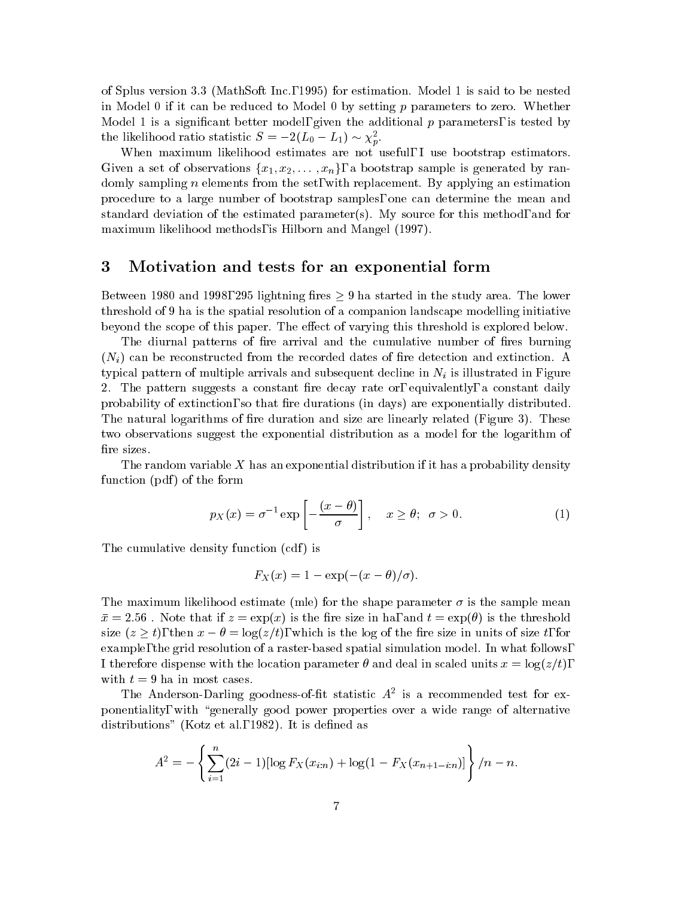of Splus version 3.3 (MathSoft Inc., 1995) for estimation. Model 1 is said to be nested in Model 0 if it can be reduced to Model 0 by setting $p$ parameters to zero. Whether Model 1 is a significant better model, given the additional $p$ parameters, is tested by the likelihood ratio statistic $S = -2(L_0 - L_1) \sim \chi^2_p$.

When maximum likelihood estimates are not useful, I use bootstrap estimators. Given a set of observations $\{x_1, x_2, \ldots, x_n\}$, a bootstrap sample is generated by randomly sampling $n$ elements from the set, with replacement. By applying an estimation procedure to a large number of bootstrap samples, one can determine the mean and standard deviation of the estimated parameter(s). My source for this method, and for maximum likelihood methods, is Hilborn and Mangel (1997).

## 3 Motivation and tests for an exponential form

Between 1980 and 1998, 295 lightning fires $\geq 9$ ha started in the study area. The lower threshold of 9 ha is the spatial resolution of a companion landscape modelling initiative beyond the scope of this paper. The effect of varying this threshold is explored below.

The diurnal patterns of fire arrival and the cumulative number of fires burning ($N_i$) can be reconstructed from the recorded dates of fire detection and extinction. A typical pattern of multiple arrivals and subsequent decline in $N_i$ is illustrated in Figure 2. The pattern suggests a constant fire decay rate or, equivalently, a constant daily probability of extinction, so that fire durations (in days) are exponentially distributed. The natural logarithms of fire duration and size are linearly related (Figure 3). These two observations suggest the exponential distribution as a model for the logarithm of fire sizes.

The random variable $X$ has an exponential distribution if it has a probability density function (pdf) of the form

$$p_X(x) = \sigma^{-1} \exp\left[-\frac{(x-\theta)}{\sigma}\right], \quad x \geq \theta; \;\; \sigma > 0. \tag{1}$$

The cumulative density function (cdf) is

$$F_X(x) = 1 - \exp(-(x-\theta)/\sigma).$$

The maximum likelihood estimate (mle) for the shape parameter $\sigma$ is the sample mean $\bar{x} = 2.56$ . Note that if $z = \exp(x)$ is the fire size in ha, and $t = \exp(\theta)$ is the threshold size ($z \geq t$), then $x - \theta = \log(z/t)$, which is the log of the fire size in units of size $t$, for example, the grid resolution of a raster-based spatial simulation model. In what follows, I therefore dispense with the location parameter $\theta$ and deal in scaled units $x = \log(z/t)$, with $t = 9$ ha in most cases.

The Anderson-Darling goodness-of-fit statistic $A^2$ is a recommended test for exponentiality, with "generally good power properties over a wide range of alternative distributions" (Kotz et al., 1982). It is defined as

$$A^2 = -\left\{\sum_{i=1}^{n}(2i-1)[\log F_X(x_{i:n}) + \log(1 - F_X(x_{n+1-i:n})]\right\}/n - n.$$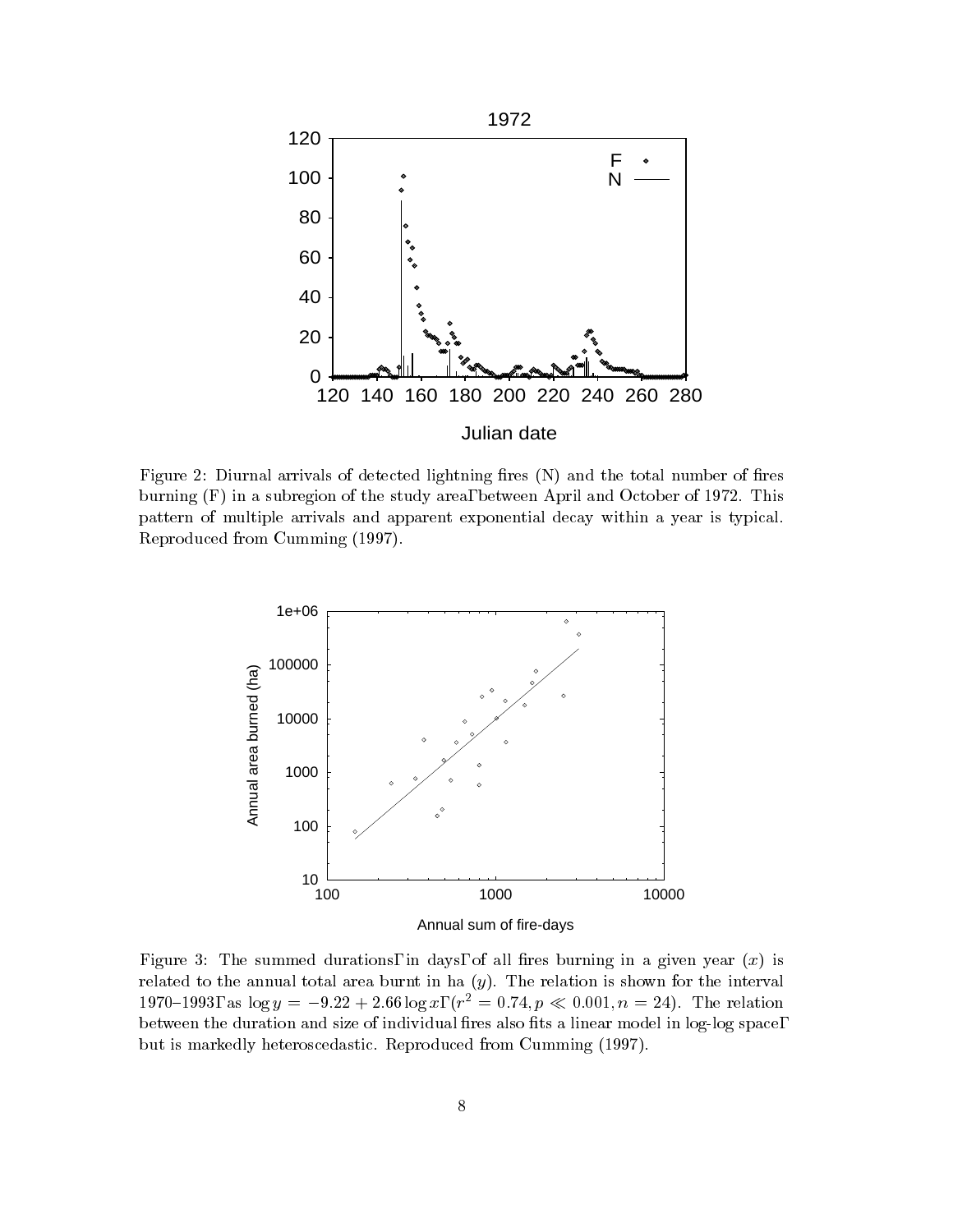Figure 2: Diurnal arrivals of detected lightning fires (N) and the total number of fires burning (F) in a subregion of the study area, between April and October of 1972. This pattern of multiple arrivals and apparent exponential decay within a year is typical. Reproduced from Cumming (1997).

Figure 3: The summed durations, in days, of all fires burning in a given year ($x$) is related to the annual total area burnt in ha ($y$). The relation is shown for the interval 1970–1993, as $\log y = -9.22 + 2.66 \log x$, ($r^2 = 0.74, p \ll 0.001, n = 24$). The relation between the duration and size of individual fires also fits a linear model in log-log space, but is markedly heteroscedastic. Reproduced from Cumming (1997).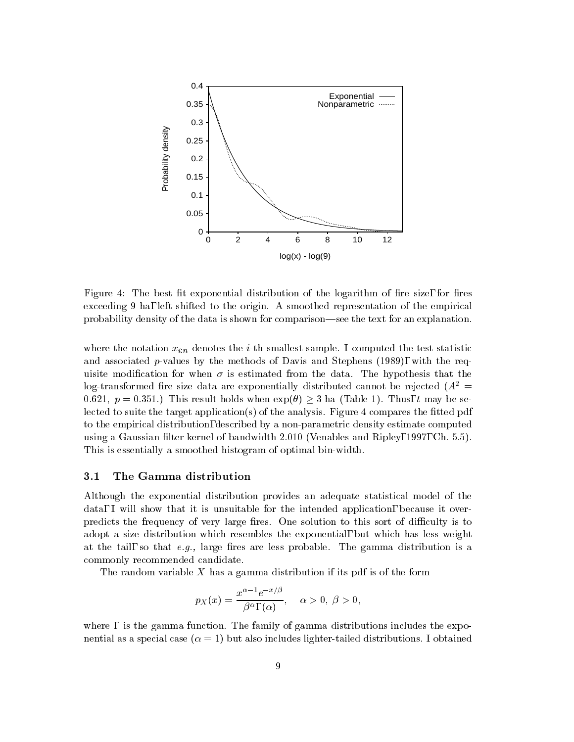Figure 4: The best fit exponential distribution of the logarithm of fire size, for fires exceeding 9 ha, left shifted to the origin. A smoothed representation of the empirical probability density of the data is shown for comparison—see the text for an explanation.

where the notation $x_{i:n}$ denotes the $i$-th smallest sample. I computed the test statistic and associated $p$-values by the methods of Davis and Stephens (1989), with the requisite modification for when $\sigma$ is estimated from the data. The hypothesis that the log-transformed fire size data are exponentially distributed cannot be rejected ($A^2 = 0.621$, $p = 0.351$.) This result holds when $\exp(\theta) \geq 3$ ha (Table 1). Thus, $t$ may be selected to suite the target application(s) of the analysis. Figure 4 compares the fitted pdf to the empirical distribution, described by a non-parametric density estimate computed using a Gaussian filter kernel of bandwidth 2.010 (Venables and Ripley, 1997, Ch. 5.5). This is essentially a smoothed histogram of optimal bin-width.

## 3.1 The Gamma distribution

Although the exponential distribution provides an adequate statistical model of the data, I will show that it is unsuitable for the intended application, because it overpredicts the frequency of very large fires. One solution to this sort of difficulty is to adopt a size distribution which resembles the exponential, but which has less weight at the tail, so that *e.g.,* large fires are less probable. The gamma distribution is a commonly recommended candidate.

The random variable $X$ has a gamma distribution if its pdf is of the form

$$p_X(x) = \frac{x^{\alpha-1}e^{-x/\beta}}{\beta^\alpha \Gamma(\alpha)}, \quad \alpha > 0,\ \beta > 0,$$

where $\Gamma$ is the gamma function. The family of gamma distributions includes the exponential as a special case ($\alpha = 1$) but also includes lighter-tailed distributions. I obtained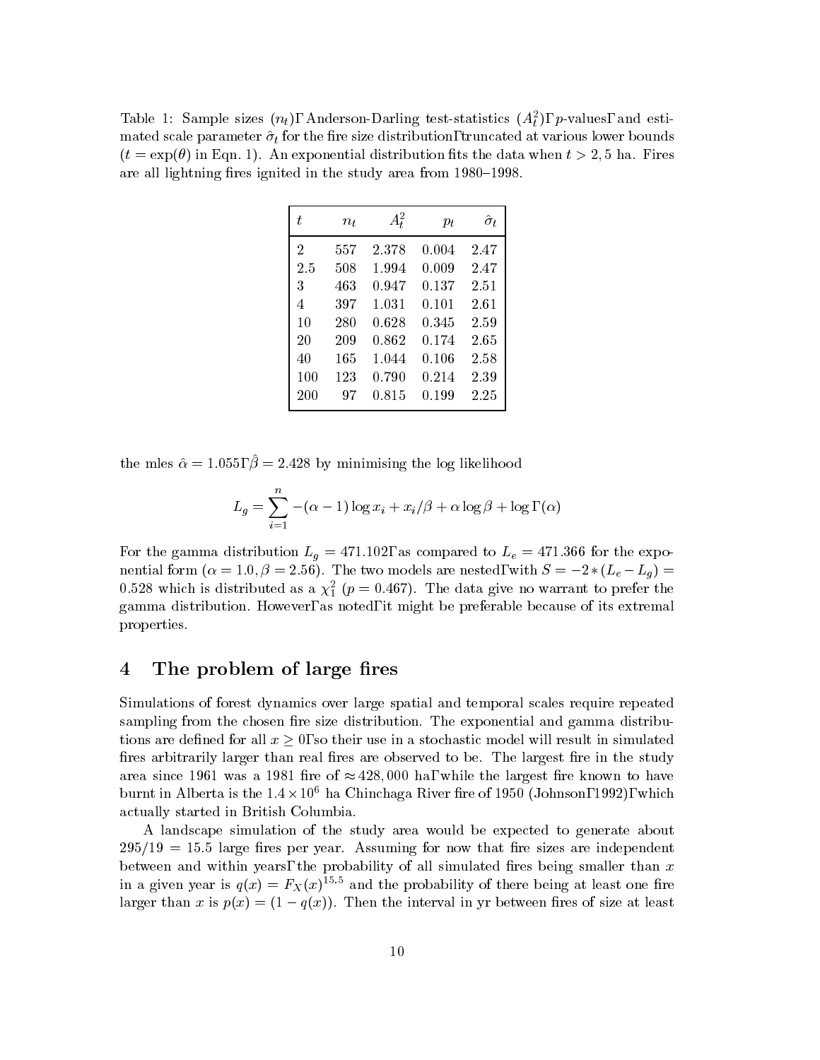Table 1: Sample sizes ($n_t$), Anderson-Darling test-statistics ($A_t^2$), $p$-values, and estimated scale parameter $\hat{\sigma}_t$ for the fire size distribution, truncated at various lower bounds ($t = \exp(\theta)$ in Eqn. 1). An exponential distribution fits the data when $t > 2,5$ ha. Fires are all lightning fires ignited in the study area from 1980–1998.

| $t$ | $n_t$ | $A_t^2$ | $p_t$ | $\hat{\sigma}_t$ |
|---|---|---|---|---|
| 2 | 557 | 2.378 | 0.004 | 2.47 |
| 2.5 | 508 | 1.994 | 0.009 | 2.47 |
| 3 | 463 | 0.947 | 0.137 | 2.51 |
| 4 | 397 | 1.031 | 0.101 | 2.61 |
| 10 | 280 | 0.628 | 0.345 | 2.59 |
| 20 | 209 | 0.862 | 0.174 | 2.65 |
| 40 | 165 | 1.044 | 0.106 | 2.58 |
| 100 | 123 | 0.790 | 0.214 | 2.39 |
| 200 | 97 | 0.815 | 0.199 | 2.25 |

the mles $\hat{\alpha} = 1.055$, $\hat{\beta} = 2.428$ by minimising the log likelihood

$$L_g = \sum_{i=1}^{n} -(\alpha - 1)\log x_i + x_i/\beta + \alpha \log \beta + \log \Gamma(\alpha)$$

For the gamma distribution $L_g = 471.102$, as compared to $L_e = 471.366$ for the exponential form ($\alpha = 1.0, \beta = 2.56$). The two models are nested, with $S = -2 * (L_e - L_g) = 0.528$ which is distributed as a $\chi_1^2$ ($p = 0.467$). The data give no warrant to prefer the gamma distribution. However, as noted, it might be preferable because of its extremal properties.

# 4 The problem of large fires

Simulations of forest dynamics over large spatial and temporal scales require repeated sampling from the chosen fire size distribution. The exponential and gamma distributions are defined for all $x \geq 0$, so their use in a stochastic model will result in simulated fires arbitrarily larger than real fires are observed to be. The largest fire in the study area since 1961 was a 1981 fire of $\approx 428,000$ ha, while the largest fire known to have burnt in Alberta is the $1.4 \times 10^6$ ha Chinchaga River fire of 1950 (Johnson, 1992), which actually started in British Columbia.

A landscape simulation of the study area would be expected to generate about $295/19 = 15.5$ large fires per year. Assuming for now that fire sizes are independent between and within years, the probability of all simulated fires being smaller than $x$ in a given year is $q(x) = F_X(x)^{15.5}$ and the probability of there being at least one fire larger than $x$ is $p(x) = (1 - q(x))$. Then the interval in yr between fires of size at least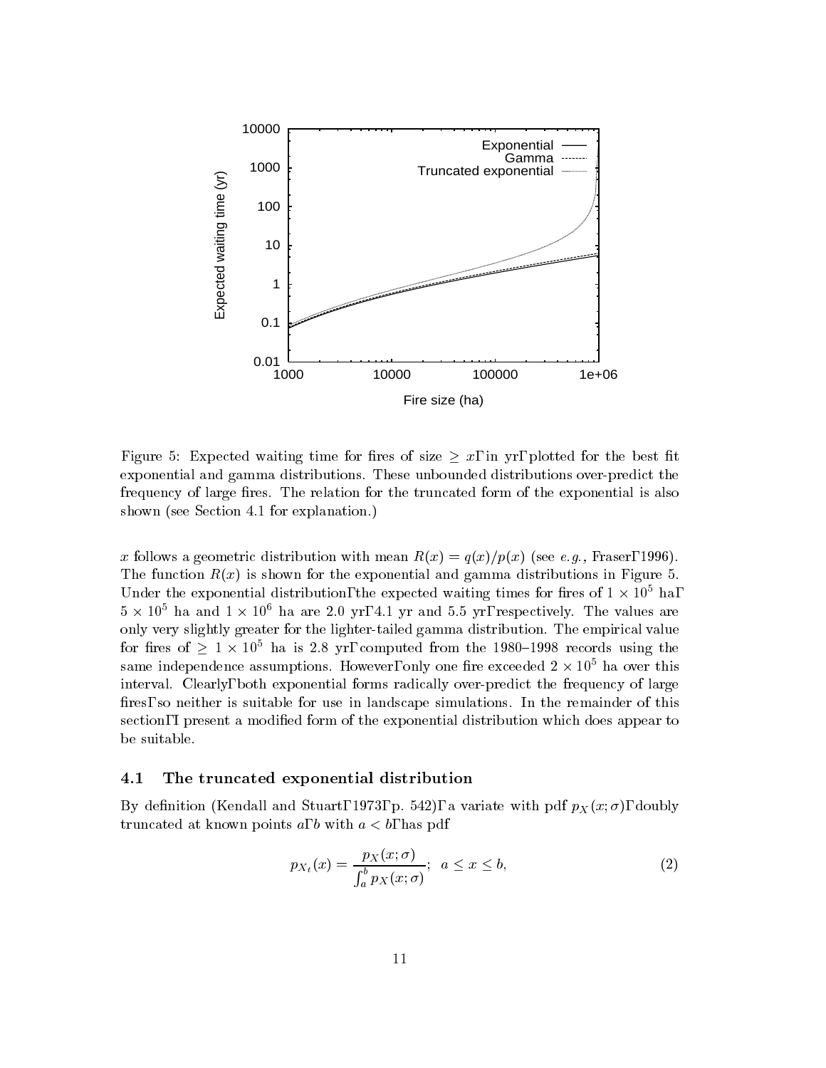Figure 5: Expected waiting time for fires of size $\geq x$, in yr, plotted for the best fit exponential and gamma distributions. These unbounded distributions over-predict the frequency of large fires. The relation for the truncated form of the exponential is also shown (see Section 4.1 for explanation.)

$x$ follows a geometric distribution with mean $R(x) = q(x)/p(x)$ (see *e.g.,* Fraser, 1996). The function $R(x)$ is shown for the exponential and gamma distributions in Figure 5. Under the exponential distribution, the expected waiting times for fires of $1 \times 10^5$ ha, $5 \times 10^5$ ha and $1 \times 10^6$ ha are 2.0 yr, 4.1 yr and 5.5 yr, respectively. The values are only very slightly greater for the lighter-tailed gamma distribution. The empirical value for fires of $\geq 1 \times 10^5$ ha is 2.8 yr, computed from the 1980–1998 records using the same independence assumptions. However, only one fire exceeded $2 \times 10^5$ ha over this interval. Clearly, both exponential forms radically over-predict the frequency of large fires, so neither is suitable for use in landscape simulations. In the remainder of this section, I present a modified form of the exponential distribution which does appear to be suitable.

### 4.1 The truncated exponential distribution

By definition (Kendall and Stuart, 1973, p. 542), a variate with pdf $p_X(x; \sigma)$, doubly truncated at known points $a$, $b$ with $a < b$, has pdf

$$p_{X_t}(x) = \frac{p_X(x;\sigma)}{\int_a^b p_X(x;\sigma)}; \quad a \leq x \leq b, \tag{2}$$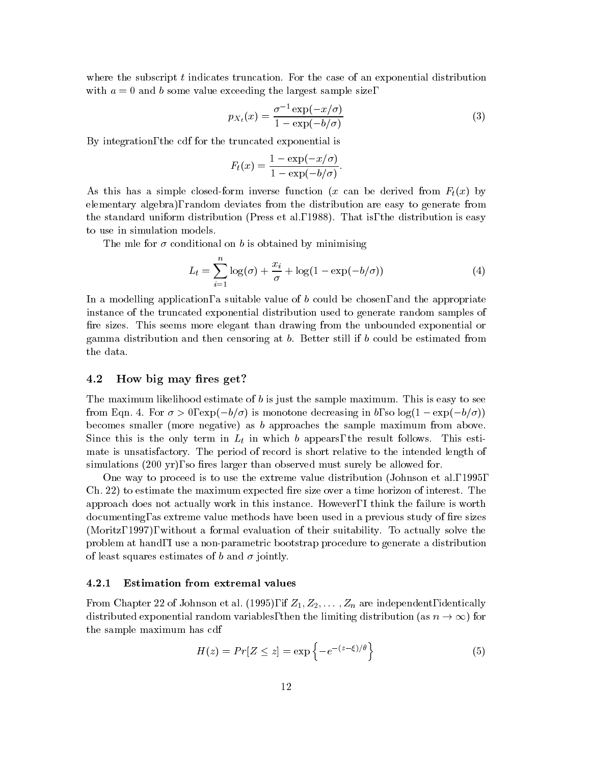where the subscript $t$ indicates truncation. For the case of an exponential distribution with $a = 0$ and $b$ some value exceeding the largest sample size,

$$p_{X_t}(x) = \frac{\sigma^{-1}\exp(-x/\sigma)}{1 - \exp(-b/\sigma)} \tag{3}$$

By integration, the cdf for the truncated exponential is

$$F_t(x) = \frac{1 - \exp(-x/\sigma)}{1 - \exp(-b/\sigma)}.$$

As this has a simple closed-form inverse function ($x$ can be derived from $F_t(x)$ by elementary algebra), random deviates from the distribution are easy to generate from the standard uniform distribution (Press et al., 1988). That is, the distribution is easy to use in simulation models.

The mle for $\sigma$ conditional on $b$ is obtained by minimising

$$L_t = \sum_{i=1}^{n} \log(\sigma) + \frac{x_i}{\sigma} + \log(1 - \exp(-b/\sigma)) \tag{4}$$

In a modelling application, a suitable value of $b$ could be chosen, and the appropriate instance of the truncated exponential distribution used to generate random samples of fire sizes. This seems more elegant than drawing from the unbounded exponential or gamma distribution and then censoring at $b$. Better still if $b$ could be estimated from the data.

## 4.2 How big may fires get?

The maximum likelihood estimate of $b$ is just the sample maximum. This is easy to see from Eqn. 4. For $\sigma > 0$, $\exp(-b/\sigma)$ is monotone decreasing in $b$, so $\log(1 - \exp(-b/\sigma))$ becomes smaller (more negative) as $b$ approaches the sample maximum from above. Since this is the only term in $L_t$ in which $b$ appears, the result follows. This estimate is unsatisfactory. The period of record is short relative to the intended length of simulations (200 yr), so fires larger than observed must surely be allowed for.

One way to proceed is to use the extreme value distribution (Johnson et al., 1995, Ch. 22) to estimate the maximum expected fire size over a time horizon of interest. The approach does not actually work in this instance. However, I think the failure is worth documenting, as extreme value methods have been used in a previous study of fire sizes (Moritz, 1997), without a formal evaluation of their suitability. To actually solve the problem at hand, I use a non-parametric bootstrap procedure to generate a distribution of least squares estimates of $b$ and $\sigma$ jointly.

### 4.2.1 Estimation from extremal values

From Chapter 22 of Johnson et al. (1995), if $Z_1, Z_2, \ldots, Z_n$ are independent, identically distributed exponential random variables, then the limiting distribution (as $n \to \infty$) for the sample maximum has cdf

$$H(z) = Pr[Z \leq z] = \exp\left\{-e^{-(z-\xi)/\theta}\right\} \tag{5}$$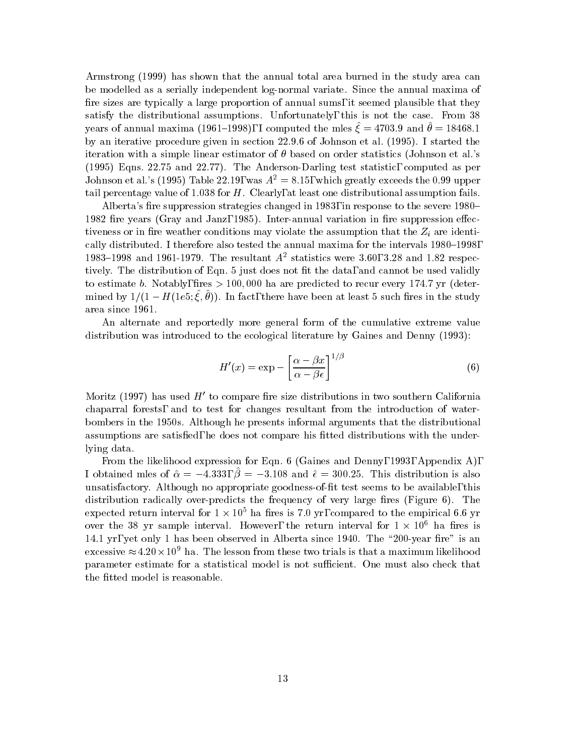Armstrong (1999) has shown that the annual total area burned in the study area can be modelled as a serially independent log-normal variate. Since the annual maxima of fire sizes are typically a large proportion of annual sums, it seemed plausible that they satisfy the distributional assumptions. Unfortunately, this is not the case. From 38 years of annual maxima (1961–1998), I computed the mles $\hat{\xi} = 4703.9$ and $\hat{\theta} = 18468.1$ by an iterative procedure given in section 22.9.6 of Johnson et al. (1995). I started the iteration with a simple linear estimator of $\theta$ based on order statistics (Johnson et al.'s (1995) Eqns. 22.75 and 22.77). The Anderson-Darling test statistic, computed as per Johnson et al.'s (1995) Table 22.19, was $A^2 = 8.15$, which greatly exceeds the 0.99 upper tail percentage value of 1.038 for $H$. Clearly, at least one distributional assumption fails.

Alberta's fire suppression strategies changed in 1983, in response to the severe 1980–1982 fire years (Gray and Janz, 1985). Inter-annual variation in fire suppression effectiveness or in fire weather conditions may violate the assumption that the $Z_i$ are identically distributed. I therefore also tested the annual maxima for the intervals 1980–1998, 1983–1998 and 1961-1979. The resultant $A^2$ statistics were 3.60, 3.28 and 1.82 respectively. The distribution of Eqn. 5 just does not fit the data, and cannot be used validly to estimate $b$. Notably, fires $> 100,000$ ha are predicted to recur every 174.7 yr (determined by $1/(1 - H(1e5; \hat{\xi}, \hat{\theta}))$. In fact, there have been at least 5 such fires in the study area since 1961.

An alternate and reportedly more general form of the cumulative extreme value distribution was introduced to the ecological literature by Gaines and Denny (1993):

$$H'(x) = \exp - \left[ \frac{\alpha - \beta x}{\alpha - \beta \epsilon} \right]^{1/\beta} \tag{6}$$

Moritz (1997) has used $H'$ to compare fire size distributions in two southern California chaparral forests, and to test for changes resultant from the introduction of water-bombers in the 1950s. Although he presents informal arguments that the distributional assumptions are satisfied, he does not compare his fitted distributions with the underlying data.

From the likelihood expression for Eqn. 6 (Gaines and Denny, 1993, Appendix A), I obtained mles of $\hat{\alpha} = -4.333$, $\hat{\beta} = -3.108$ and $\hat{\epsilon} = 300.25$. This distribution is also unsatisfactory. Although no appropriate goodness-of-fit test seems to be available, this distribution radically over-predicts the frequency of very large fires (Figure 6). The expected return interval for $1 \times 10^5$ ha fires is 7.0 yr, compared to the empirical 6.6 yr over the 38 yr sample interval. However, the return interval for $1 \times 10^6$ ha fires is 14.1 yr, yet only 1 has been observed in Alberta since 1940. The "200-year fire" is an excessive $\approx 4.20 \times 10^9$ ha. The lesson from these two trials is that a maximum likelihood parameter estimate for a statistical model is not sufficient. One must also check that the fitted model is reasonable.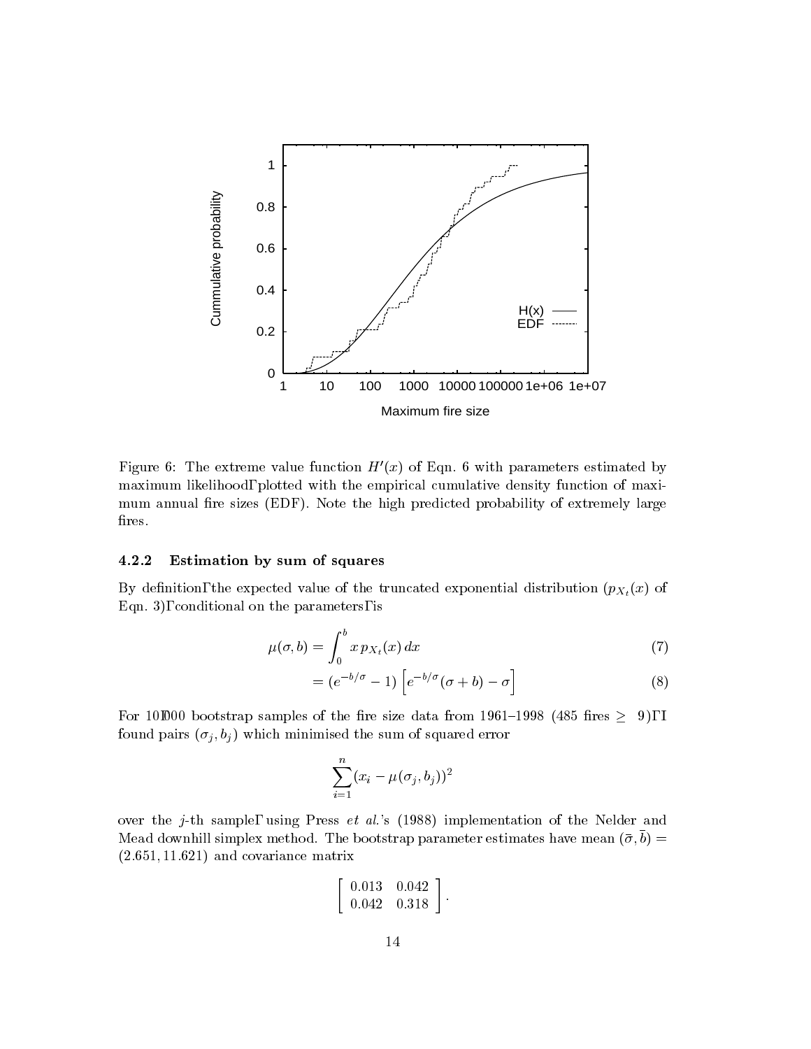Figure 6: The extreme value function $H'(x)$ of Eqn. 6 with parameters estimated by maximum likelihood, plotted with the empirical cumulative density function of maximum annual fire sizes (EDF). Note the high predicted probability of extremely large fires.

### 4.2.2 Estimation by sum of squares

By definition, the expected value of the truncated exponential distribution ($p_{X_t}(x)$ of Eqn. 3), conditional on the parameters, is

$$\mu(\sigma, b) = \int_0^b x \, p_{X_t}(x) \, dx \tag{7}$$

$$= (e^{-b/\sigma} - 1) \left[ e^{-b/\sigma}(\sigma + b) - \sigma \right] \tag{8}$$

For 10,000 bootstrap samples of the fire size data from 1961–1998 (485 fires $\geq$ 9), I found pairs $(\sigma_j, b_j)$ which minimised the sum of squared error

$$\sum_{i=1}^{n} (x_i - \mu(\sigma_j, b_j))^2$$

over the $j$-th sample, using Press *et al.*'s (1988) implementation of the Nelder and Mead downhill simplex method. The bootstrap parameter estimates have mean $(\bar{\sigma}, \bar{b}) = (2.651, 11.621)$ and covariance matrix

$$\begin{bmatrix} 0.013 & 0.042 \\ 0.042 & 0.318 \end{bmatrix}.$$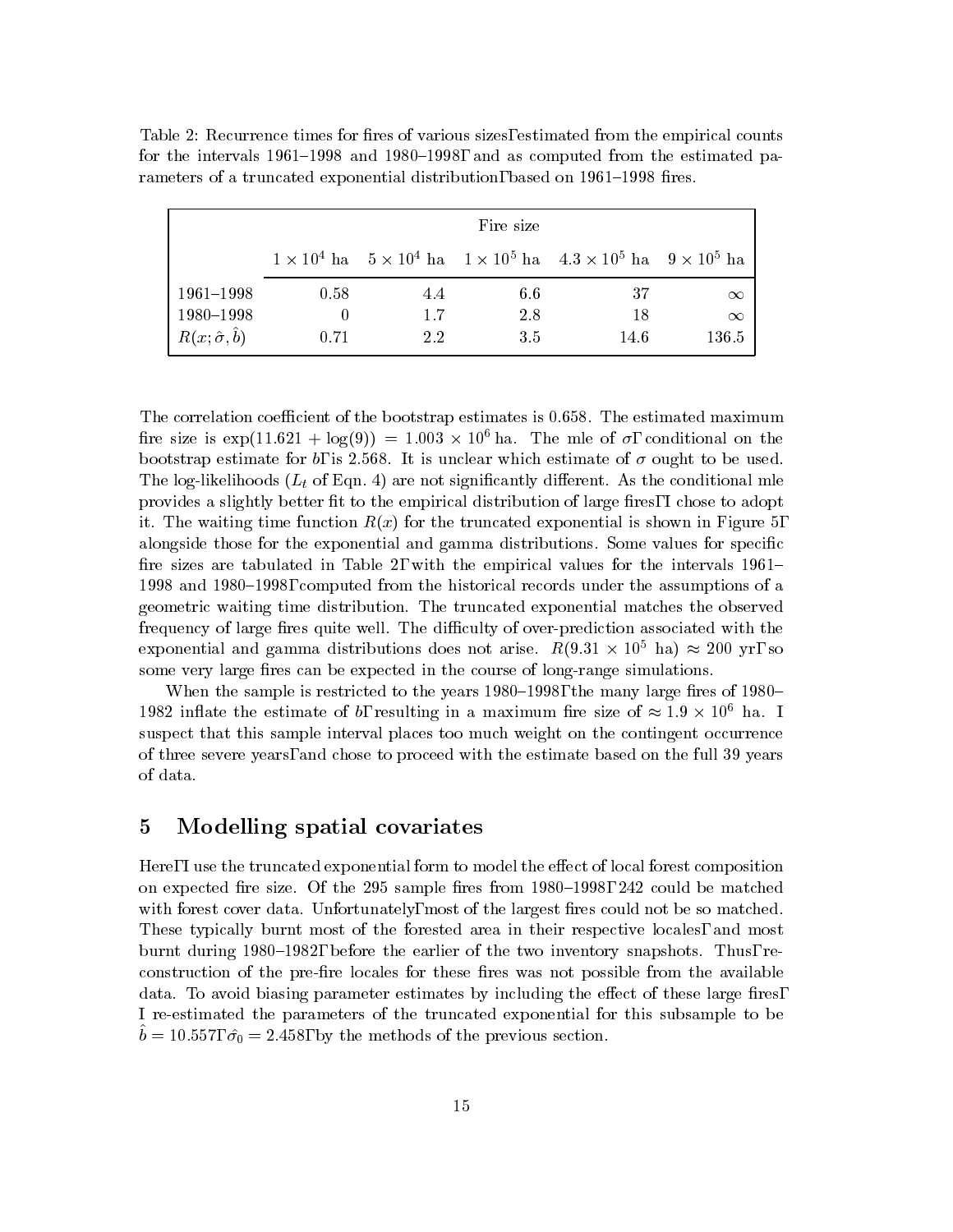Table 2: Recurrence times for fires of various sizes, estimated from the empirical counts for the intervals 1961–1998 and 1980–1998, and as computed from the estimated parameters of a truncated exponential distribution, based on 1961–1998 fires.

| | Fire size | | | | |
|---|---|---|---|---|---|
| | $1 \times 10^4$ ha | $5 \times 10^4$ ha | $1 \times 10^5$ ha | $4.3 \times 10^5$ ha | $9 \times 10^5$ ha |
| 1961–1998 | 0.58 | 4.4 | 6.6 | 37 | $\infty$ |
| 1980–1998 | 0 | 1.7 | 2.8 | 18 | $\infty$ |
| $R(x; \hat{\sigma}, \hat{b})$ | 0.71 | 2.2 | 3.5 | 14.6 | 136.5 |

The correlation coefficient of the bootstrap estimates is 0.658. The estimated maximum fire size is $\exp(11.621 + \log(9)) = 1.003 \times 10^6$ ha. The mle of $\sigma$, conditional on the bootstrap estimate for $b$, is 2.568. It is unclear which estimate of $\sigma$ ought to be used. The log-likelihoods ($L_t$ of Eqn. 4) are not significantly different. As the conditional mle provides a slightly better fit to the empirical distribution of large fires, I chose to adopt it. The waiting time function $R(x)$ for the truncated exponential is shown in Figure 5, alongside those for the exponential and gamma distributions. Some values for specific fire sizes are tabulated in Table 2, with the empirical values for the intervals 1961–1998 and 1980–1998, computed from the historical records under the assumptions of a geometric waiting time distribution. The truncated exponential matches the observed frequency of large fires quite well. The difficulty of over-prediction associated with the exponential and gamma distributions does not arise. $R(9.31 \times 10^5 \text{ ha}) \approx 200$ yr, so some very large fires can be expected in the course of long-range simulations.

When the sample is restricted to the years 1980–1998, the many large fires of 1980–1982 inflate the estimate of $b$, resulting in a maximum fire size of $\approx 1.9 \times 10^6$ ha. I suspect that this sample interval places too much weight on the contingent occurrence of three severe years, and chose to proceed with the estimate based on the full 39 years of data.

## 5 Modelling spatial covariates

Here, I use the truncated exponential form to model the effect of local forest composition on expected fire size. Of the 295 sample fires from 1980–1998, 242 could be matched with forest cover data. Unfortunately, most of the largest fires could not be so matched. These typically burnt most of the forested area in their respective locales, and most burnt during 1980–1982, before the earlier of the two inventory snapshots. Thus, reconstruction of the pre-fire locales for these fires was not possible from the available data. To avoid biasing parameter estimates by including the effect of these large fires, I re-estimated the parameters of the truncated exponential for this subsample to be $\hat{b} = 10.557$, $\hat{\sigma_0} = 2.458$, by the methods of the previous section.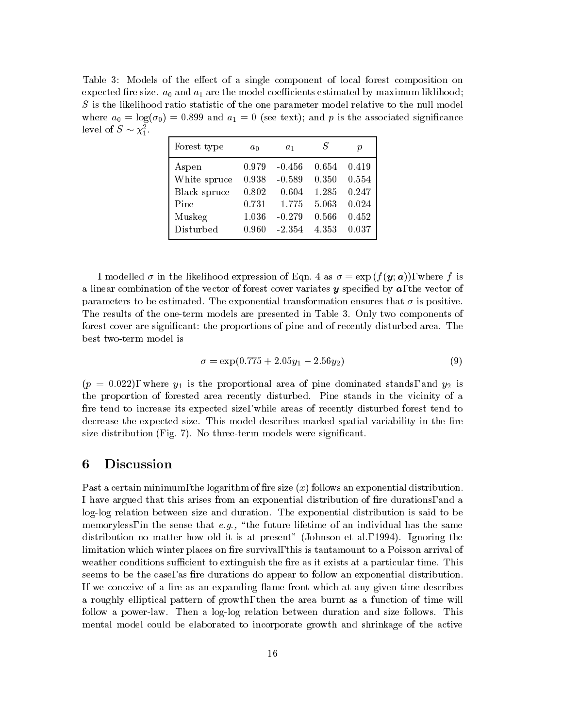Table 3: Models of the effect of a single component of local forest composition on expected fire size. $a_0$ and $a_1$ are the model coefficients estimated by maximum liklihood; $S$ is the likelihood ratio statistic of the one parameter model relative to the null model where $a_0 = \log(\sigma_0) = 0.899$ and $a_1 = 0$ (see text); and $p$ is the associated significance level of $S \sim \chi^2_1$.

| Forest type | $a_0$ | $a_1$ | $S$ | $p$ |
|---|---|---|---|---|
| Aspen | 0.979 | -0.456 | 0.654 | 0.419 |
| White spruce | 0.938 | -0.589 | 0.350 | 0.554 |
| Black spruce | 0.802 | 0.604 | 1.285 | 0.247 |
| Pine | 0.731 | 1.775 | 5.063 | 0.024 |
| Muskeg | 1.036 | -0.279 | 0.566 | 0.452 |
| Disturbed | 0.960 | -2.354 | 4.353 | 0.037 |

I modelled $\sigma$ in the likelihood expression of Eqn. 4 as $\sigma = \exp(f(\boldsymbol{y}; \boldsymbol{a}))$, where $f$ is a linear combination of the vector of forest cover variates $\boldsymbol{y}$ specified by $\boldsymbol{a}$, the vector of parameters to be estimated. The exponential transformation ensures that $\sigma$ is positive. The results of the one-term models are presented in Table 3. Only two components of forest cover are significant: the proportions of pine and of recently disturbed area. The best two-term model is

$$\sigma = \exp(0.775 + 2.05y_1 - 2.56y_2) \tag{9}$$

($p = 0.022$), where $y_1$ is the proportional area of pine dominated stands, and $y_2$ is the proportion of forested area recently disturbed. Pine stands in the vicinity of a fire tend to increase its expected size, while areas of recently disturbed forest tend to decrease the expected size. This model describes marked spatial variability in the fire size distribution (Fig. 7). No three-term models were significant.

# 6 Discussion

Past a certain minimum, the logarithm of fire size ($x$) follows an exponential distribution. I have argued that this arises from an exponential distribution of fire durations, and a log-log relation between size and duration. The exponential distribution is said to be memoryless, in the sense that *e.g.,* "the future lifetime of an individual has the same distribution no matter how old it is at present" (Johnson et al., 1994). Ignoring the limitation which winter places on fire survival, this is tantamount to a Poisson arrival of weather conditions sufficient to extinguish the fire as it exists at a particular time. This seems to be the case, as fire durations do appear to follow an exponential distribution. If we conceive of a fire as an expanding flame front which at any given time describes a roughly elliptical pattern of growth, then the area burnt as a function of time will follow a power-law. Then a log-log relation between duration and size follows. This mental model could be elaborated to incorporate growth and shrinkage of the active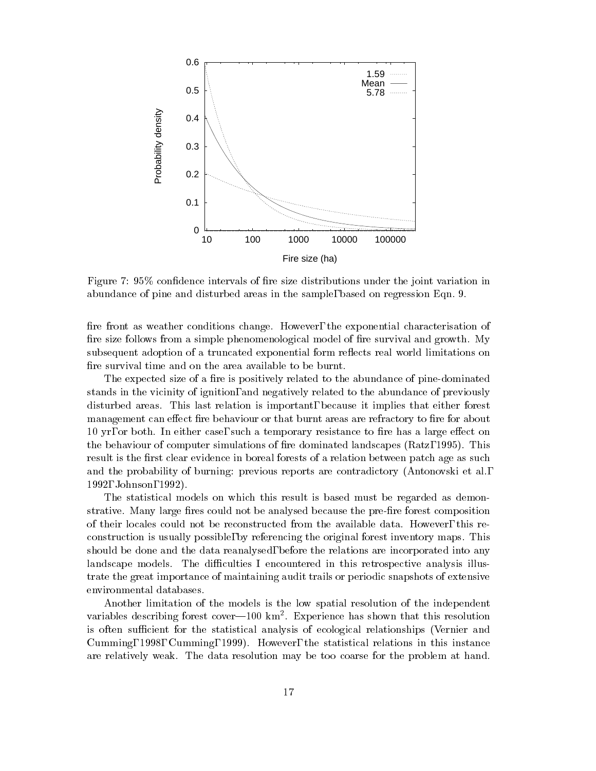Figure 7: 95% confidence intervals of fire size distributions under the joint variation in abundance of pine and disturbed areas in the sample, based on regression Eqn. 9.

fire front as weather conditions change. However, the exponential characterisation of fire size follows from a simple phenomenological model of fire survival and growth. My subsequent adoption of a truncated exponential form reflects real world limitations on fire survival time and on the area available to be burnt.

The expected size of a fire is positively related to the abundance of pine-dominated stands in the vicinity of ignition, and negatively related to the abundance of previously disturbed areas. This last relation is important, because it implies that either forest management can effect fire behaviour or that burnt areas are refractory to fire for about 10 yr, or both. In either case, such a temporary resistance to fire has a large effect on the behaviour of computer simulations of fire dominated landscapes (Ratz, 1995). This result is the first clear evidence in boreal forests of a relation between patch age as such and the probability of burning: previous reports are contradictory (Antonovski et al., 1992, Johnson, 1992).

The statistical models on which this result is based must be regarded as demonstrative. Many large fires could not be analysed because the pre-fire forest composition of their locales could not be reconstructed from the available data. However, this reconstruction is usually possible, by referencing the original forest inventory maps. This should be done and the data reanalysed, before the relations are incorporated into any landscape models. The difficulties I encountered in this retrospective analysis illustrate the great importance of maintaining audit trails or periodic snapshots of extensive environmental databases.

Another limitation of the models is the low spatial resolution of the independent variables describing forest cover—100 km$^2$. Experience has shown that this resolution is often sufficient for the statistical analysis of ecological relationships (Vernier and Cumming, 1998, Cumming, 1999). However, the statistical relations in this instance are relatively weak. The data resolution may be too coarse for the problem at hand.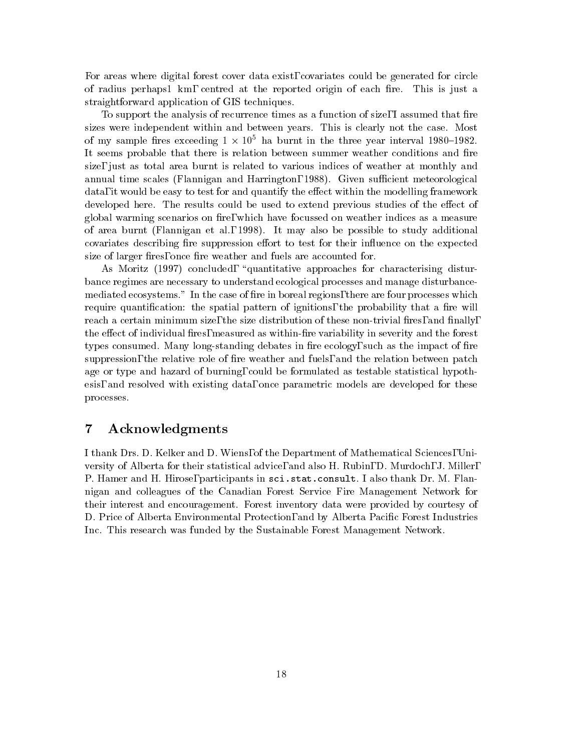For areas where digital forest cover data exist, covariates could be generated for circle of radius perhaps 1 km, centred at the reported origin of each fire. This is just a straightforward application of GIS techniques.

To support the analysis of recurrence times as a function of size, I assumed that fire sizes were independent within and between years. This is clearly not the case. Most of my sample fires exceeding $1 \times 10^5$ ha burnt in the three year interval 1980–1982. It seems probable that there is relation between summer weather conditions and fire size, just as total area burnt is related to various indices of weather at monthly and annual time scales (Flannigan and Harrington, 1988). Given sufficient meteorological data, it would be easy to test for and quantify the effect within the modelling framework developed here. The results could be used to extend previous studies of the effect of global warming scenarios on fire, which have focussed on weather indices as a measure of area burnt (Flannigan et al., 1998). It may also be possible to study additional covariates describing fire suppression effort to test for their influence on the expected size of larger fires, once fire weather and fuels are accounted for.

As Moritz (1997) concluded, "quantitative approaches for characterising disturbance regimes are necessary to understand ecological processes and manage disturbance-mediated ecosystems." In the case of fire in boreal regions, there are four processes which require quantification: the spatial pattern of ignitions, the probability that a fire will reach a certain minimum size, the size distribution of these non-trivial fires, and finally, the effect of individual fires, measured as within-fire variability in severity and the forest types consumed. Many long-standing debates in fire ecology, such as the impact of fire suppression, the relative role of fire weather and fuels, and the relation between patch age or type and hazard of burning, could be formulated as testable statistical hypothesis, and resolved with existing data, once parametric models are developed for these processes.

# 7 Acknowledgments

I thank Drs. D. Kelker and D. Wiens, of the Department of Mathematical Sciences, University of Alberta for their statistical advice, and also H. Rubin, D. Murdoch, J. Miller, P. Hamer and H. Hirose, participants in `sci.stat.consult`. I also thank Dr. M. Flannigan and colleagues of the Canadian Forest Service Fire Management Network for their interest and encouragement. Forest inventory data were provided by courtesy of D. Price of Alberta Environmental Protection, and by Alberta Pacific Forest Industries Inc. This research was funded by the Sustainable Forest Management Network.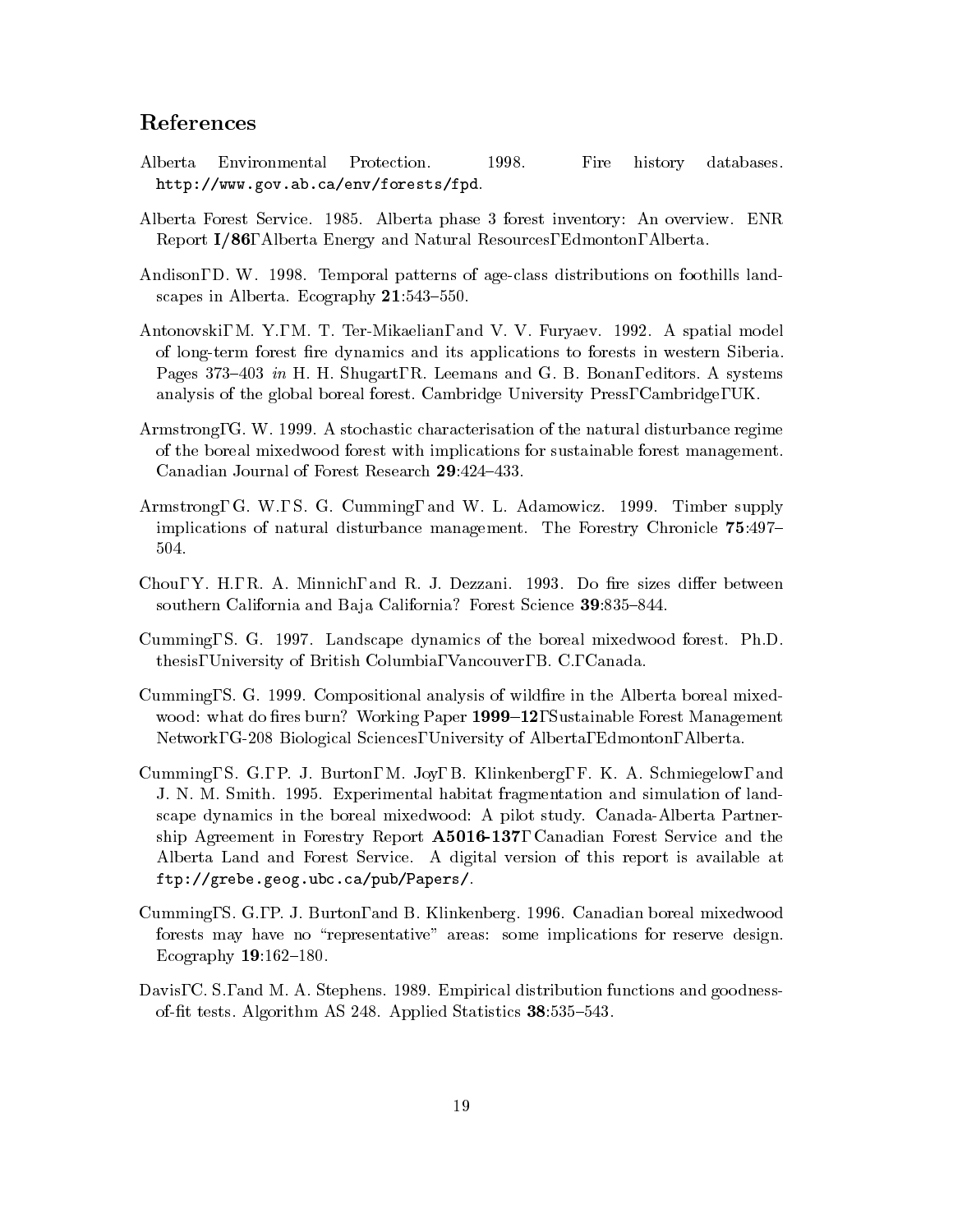## References

Alberta Environmental Protection. 1998. Fire history databases. `http://www.gov.ab.ca/env/forests/fpd`.

Alberta Forest Service. 1985. Alberta phase 3 forest inventory: An overview. ENR Report **I/86**, Alberta Energy and Natural Resources, Edmonton, Alberta.

Andison, D. W. 1998. Temporal patterns of age-class distributions on foothills landscapes in Alberta. Ecography **21**:543–550.

Antonovski, M. Y., M. T. Ter-Mikaelian, and V. V. Furyaev. 1992. A spatial model of long-term forest fire dynamics and its applications to forests in western Siberia. Pages 373–403 *in* H. H. Shugart, R. Leemans and G. B. Bonan, editors. A systems analysis of the global boreal forest. Cambridge University Press, Cambridge, UK.

Armstrong, G. W. 1999. A stochastic characterisation of the natural disturbance regime of the boreal mixedwood forest with implications for sustainable forest management. Canadian Journal of Forest Research **29**:424–433.

Armstrong, G. W., S. G. Cumming, and W. L. Adamowicz. 1999. Timber supply implications of natural disturbance management. The Forestry Chronicle **75**:497–504.

Chou, Y. H., R. A. Minnich, and R. J. Dezzani. 1993. Do fire sizes differ between southern California and Baja California? Forest Science **39**:835–844.

Cumming, S. G. 1997. Landscape dynamics of the boreal mixedwood forest. Ph.D. thesis, University of British Columbia, Vancouver, B. C., Canada.

Cumming, S. G. 1999. Compositional analysis of wildfire in the Alberta boreal mixedwood: what do fires burn? Working Paper **1999–12**, Sustainable Forest Management Network, G-208 Biological Sciences, University of Alberta, Edmonton, Alberta.

Cumming, S. G., P. J. Burton, M. Joy, B. Klinkenberg, F. K. A. Schmiegelow, and J. N. M. Smith. 1995. Experimental habitat fragmentation and simulation of landscape dynamics in the boreal mixedwood: A pilot study. Canada-Alberta Partnership Agreement in Forestry Report **A5016-137**, Canadian Forest Service and the Alberta Land and Forest Service. A digital version of this report is available at `ftp://grebe.geog.ubc.ca/pub/Papers/`.

Cumming, S. G., P. J. Burton, and B. Klinkenberg. 1996. Canadian boreal mixedwood forests may have no "representative" areas: some implications for reserve design. Ecography **19**:162–180.

Davis, C. S., and M. A. Stephens. 1989. Empirical distribution functions and goodness-of-fit tests. Algorithm AS 248. Applied Statistics **38**:535–543.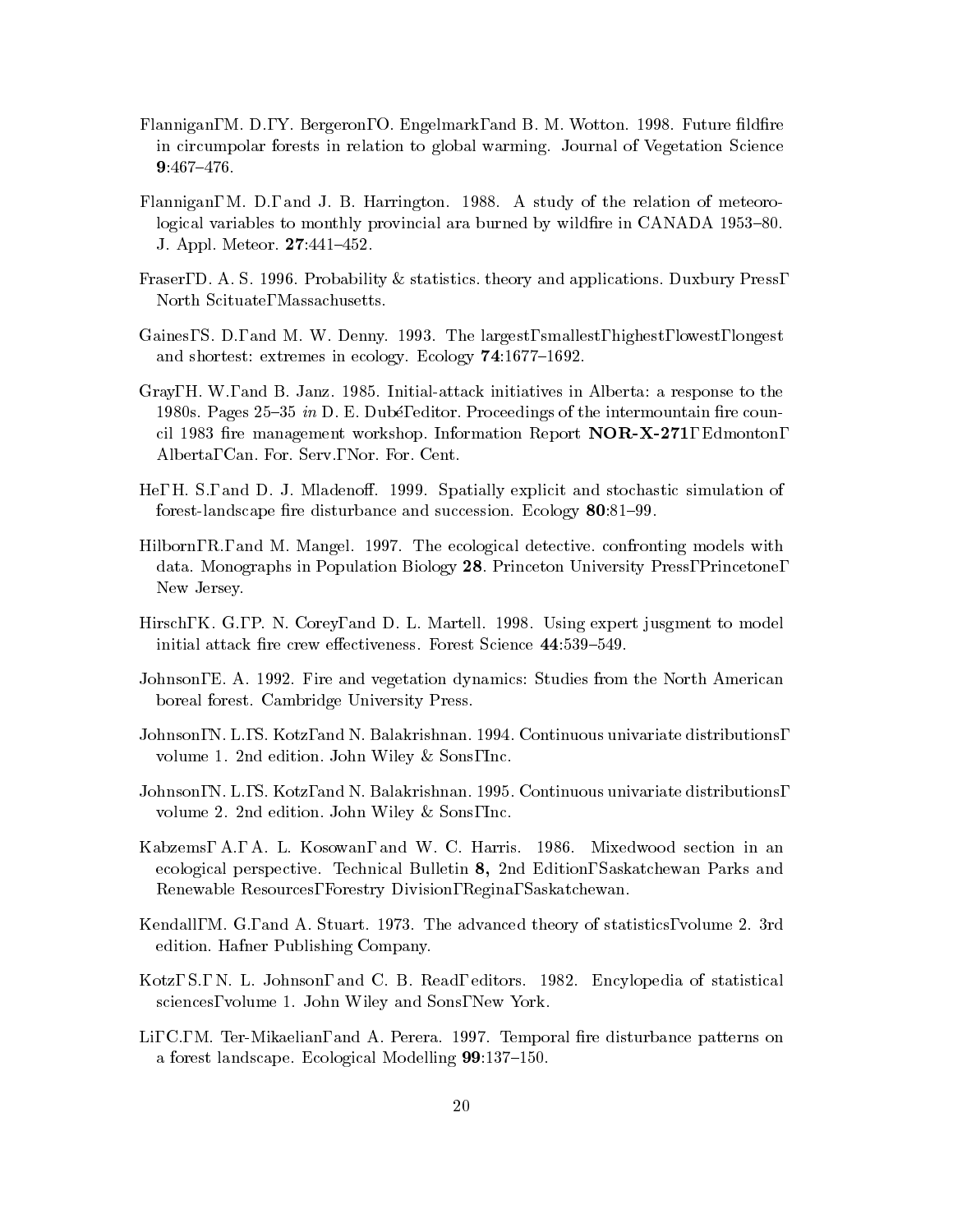Flannigan, M. D., Y. Bergeron, O. Engelmark, and B. M. Wotton. 1998. Future fildfire in circumpolar forests in relation to global warming. Journal of Vegetation Science **9**:467–476.

Flannigan, M. D., and J. B. Harrington. 1988. A study of the relation of meteorological variables to monthly provincial ara burned by wildfire in CANADA 1953–80. J. Appl. Meteor. **27**:441–452.

Fraser, D. A. S. 1996. Probability & statistics. theory and applications. Duxbury Press, North Scituate, Massachusetts.

Gaines, S. D., and M. W. Denny. 1993. The largest, smallest, highest, lowest, longest and shortest: extremes in ecology. Ecology **74**:1677–1692.

Gray, H. W., and B. Janz. 1985. Initial-attack initiatives in Alberta: a response to the 1980s. Pages 25–35 *in* D. E. Dubé, editor. Proceedings of the intermountain fire council 1983 fire management workshop. Information Report **NOR-X-271**, Edmonton, Alberta, Can. For. Serv., Nor. For. Cent.

He, H. S., and D. J. Mladenoff. 1999. Spatially explicit and stochastic simulation of forest-landscape fire disturbance and succession. Ecology **80**:81–99.

Hilborn, R., and M. Mangel. 1997. The ecological detective. confronting models with data. Monographs in Population Biology **28**. Princeton University Press, Princetone, New Jersey.

Hirsch, K. G., P. N. Corey, and D. L. Martell. 1998. Using expert jusgment to model initial attack fire crew effectiveness. Forest Science **44**:539–549.

Johnson, E. A. 1992. Fire and vegetation dynamics: Studies from the North American boreal forest. Cambridge University Press.

Johnson, N. L., S. Kotz, and N. Balakrishnan. 1994. Continuous univariate distributions, volume 1. 2nd edition. John Wiley & Sons, Inc.

Johnson, N. L., S. Kotz, and N. Balakrishnan. 1995. Continuous univariate distributions, volume 2. 2nd edition. John Wiley & Sons, Inc.

Kabzems, A., A. L. Kosowan, and W. C. Harris. 1986. Mixedwood section in an ecological perspective. Technical Bulletin **8,** 2nd Edition, Saskatchewan Parks and Renewable Resources, Forestry Division, Regina, Saskatchewan.

Kendall, M. G., and A. Stuart. 1973. The advanced theory of statistics, volume 2. 3rd edition. Hafner Publishing Company.

Kotz, S., N. L. Johnson, and C. B. Read, editors. 1982. Encylopedia of statistical sciences, volume 1. John Wiley and Sons, New York.

Li, C., M. Ter-Mikaelian, and A. Perera. 1997. Temporal fire disturbance patterns on a forest landscape. Ecological Modelling **99**:137–150.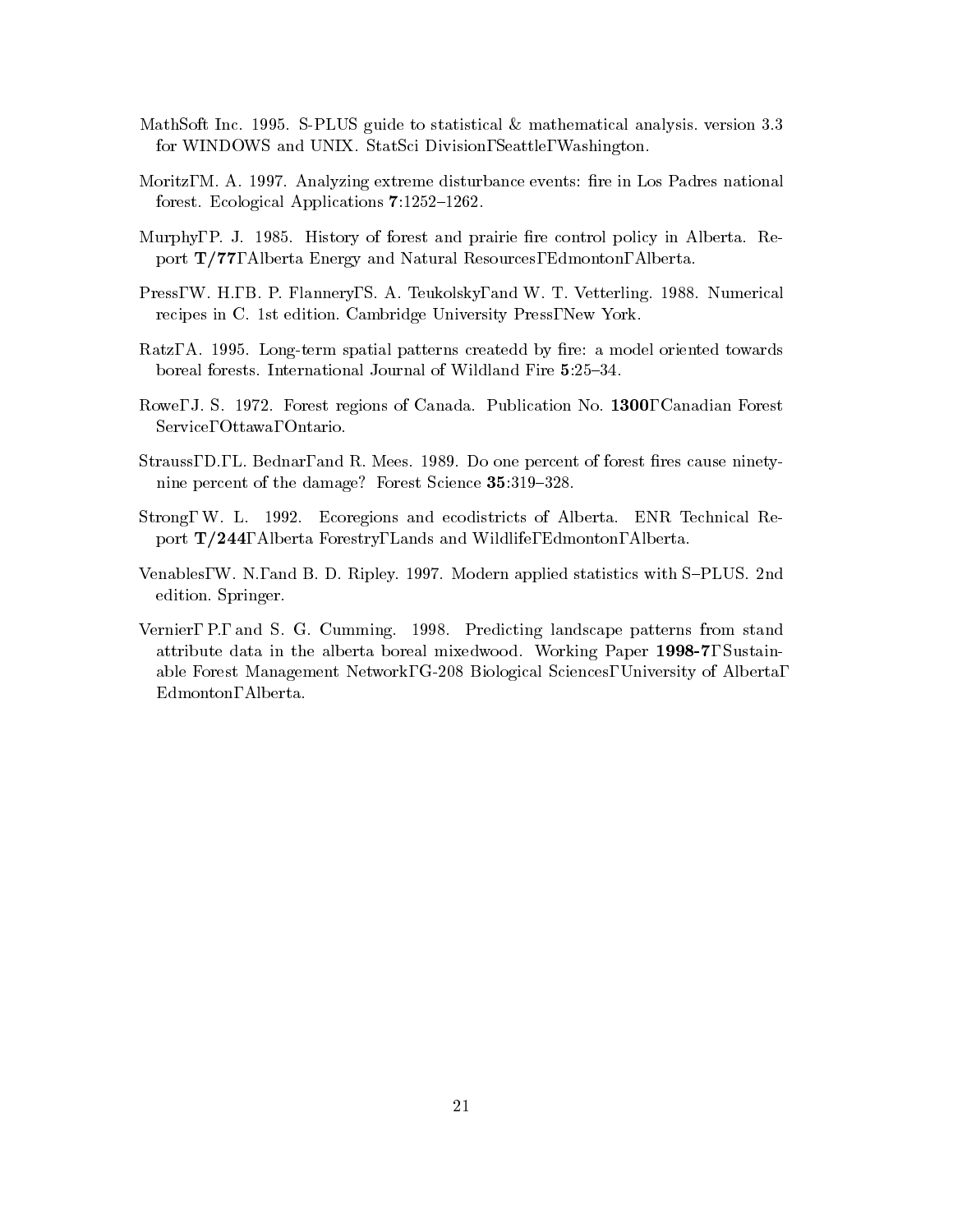MathSoft Inc. 1995. S-PLUS guide to statistical & mathematical analysis. version 3.3 for WINDOWS and UNIX. StatSci DivisionΓSeattleΓWashington.

MoritzΓM. A. 1997. Analyzing extreme disturbance events: fire in Los Padres national forest. Ecological Applications **7**:1252–1262.

MurphyΓP. J. 1985. History of forest and prairie fire control policy in Alberta. Report **T/77**ΓAlberta Energy and Natural ResourcesΓEdmontonΓAlberta.

PressΓW. H.ΓB. P. FlanneryΓS. A. TeukolskyΓand W. T. Vetterling. 1988. Numerical recipes in C. 1st edition. Cambridge University PressΓNew York.

RatzΓA. 1995. Long-term spatial patterns createdd by fire: a model oriented towards boreal forests. International Journal of Wildland Fire **5**:25–34.

RoweΓJ. S. 1972. Forest regions of Canada. Publication No. **1300**ΓCanadian Forest ServiceΓOttawaΓOntario.

StraussΓD.ΓL. BednarΓand R. Mees. 1989. Do one percent of forest fires cause ninety-nine percent of the damage? Forest Science **35**:319–328.

StrongΓW. L. 1992. Ecoregions and ecodistricts of Alberta. ENR Technical Report **T/244**ΓAlberta ForestryΓLands and WildlifeΓEdmontonΓAlberta.

VenablesΓW. N.Γand B. D. Ripley. 1997. Modern applied statistics with S–PLUS. 2nd edition. Springer.

VernierΓP.Γand S. G. Cumming. 1998. Predicting landscape patterns from stand attribute data in the alberta boreal mixedwood. Working Paper **1998-7**ΓSustainable Forest Management NetworkΓG-208 Biological SciencesΓUniversity of AlbertaΓEdmontonΓAlberta.